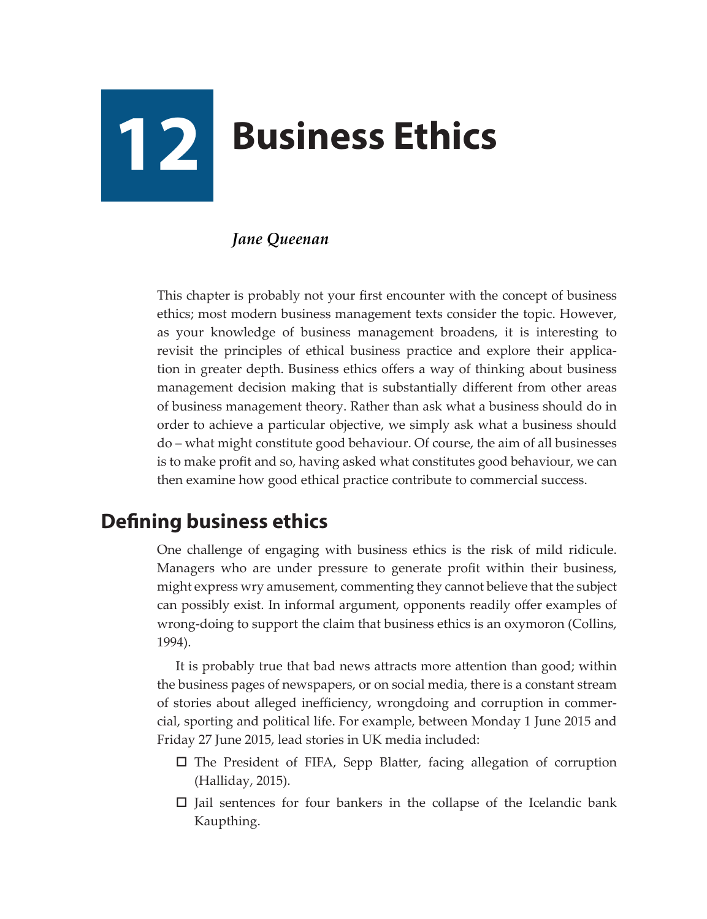# 12 Business Ethics

*Jane Queenan*

This chapter is probably not your first encounter with the concept of business ethics; most modern business management texts consider the topic. However, as your knowledge of business management broadens, it is interesting to revisit the principles of ethical business practice and explore their application in greater depth. Business ethics offers a way of thinking about business management decision making that is substantially different from other areas of business management theory. Rather than ask what a business should do in order to achieve a particular objective, we simply ask what a business should do – what might constitute good behaviour. Of course, the aim of all businesses is to make profit and so, having asked what constitutes good behaviour, we can then examine how good ethical practice contribute to commercial success.

## Defining business ethics

One challenge of engaging with business ethics is the risk of mild ridicule. Managers who are under pressure to generate profit within their business, might express wry amusement, commenting they cannot believe that the subject can possibly exist. In informal argument, opponents readily offer examples of wrong-doing to support the claim that business ethics is an oxymoron (Collins, 1994).

It is probably true that bad news attracts more attention than good; within the business pages of newspapers, or on social media, there is a constant stream of stories about alleged inefficiency, wrongdoing and corruption in commercial, sporting and political life. For example, between Monday 1 June 2015 and Friday 27 June 2015, lead stories in UK media included:

- The President of FIFA, Sepp Blatter, facing allegation of corruption (Halliday, 2015).
- Jail sentences for four bankers in the collapse of the Icelandic bank Kaupthing.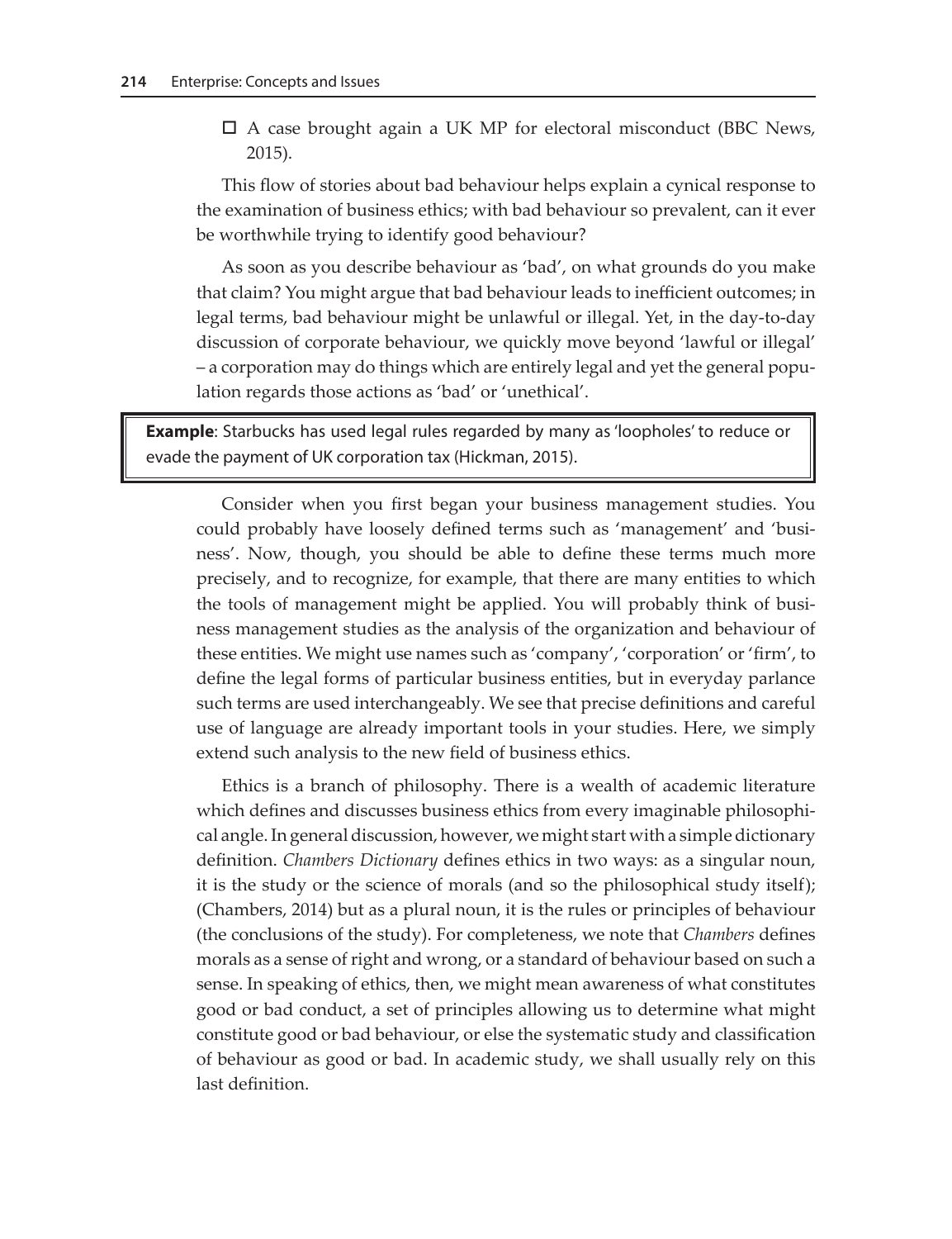- A case brought again a UK MP for electoral misconduct (BBC News, 2015).

This flow of stories about bad behaviour helps explain a cynical response to the examination of business ethics; with bad behaviour so prevalent, can it ever be worthwhile trying to identify good behaviour?

As soon as you describe behaviour as 'bad', on what grounds do you make that claim? You might argue that bad behaviour leads to inefficient outcomes; in legal terms, bad behaviour might be unlawful or illegal. Yet, in the day-to-day discussion of corporate behaviour, we quickly move beyond 'lawful or illegal' – a corporation may do things which are entirely legal and yet the general population regards those actions as 'bad' or 'unethical'.

> **Example**: Starbucks has used legal rules regarded by many as 'loopholes' to reduce or evade the payment of UK corporation tax (Hickman, 2015).

Consider when you first began your business management studies. You could probably have loosely defined terms such as 'management' and 'business'. Now, though, you should be able to define these terms much more precisely, and to recognize, for example, that there are many entities to which the tools of management might be applied. You will probably think of business management studies as the analysis of the organization and behaviour of these entities. We might use names such as 'company', 'corporation' or 'firm', to define the legal forms of particular business entities, but in everyday parlance such terms are used interchangeably. We see that precise definitions and careful use of language are already important tools in your studies. Here, we simply extend such analysis to the new field of business ethics.

Ethics is a branch of philosophy. There is a wealth of academic literature which defines and discusses business ethics from every imaginable philosophical angle. In general discussion, however, we might start with a simple dictionary definition. *Chambers Dictionary* defines ethics in two ways: as a singular noun, it is the study or the science of morals (and so the philosophical study itself); (Chambers, 2014) but as a plural noun, it is the rules or principles of behaviour (the conclusions of the study). For completeness, we note that *Chambers* defines morals as a sense of right and wrong, or a standard of behaviour based on such a sense. In speaking of ethics, then, we might mean awareness of what constitutes good or bad conduct, a set of principles allowing us to determine what might constitute good or bad behaviour, or else the systematic study and classification of behaviour as good or bad. In academic study, we shall usually rely on this last definition.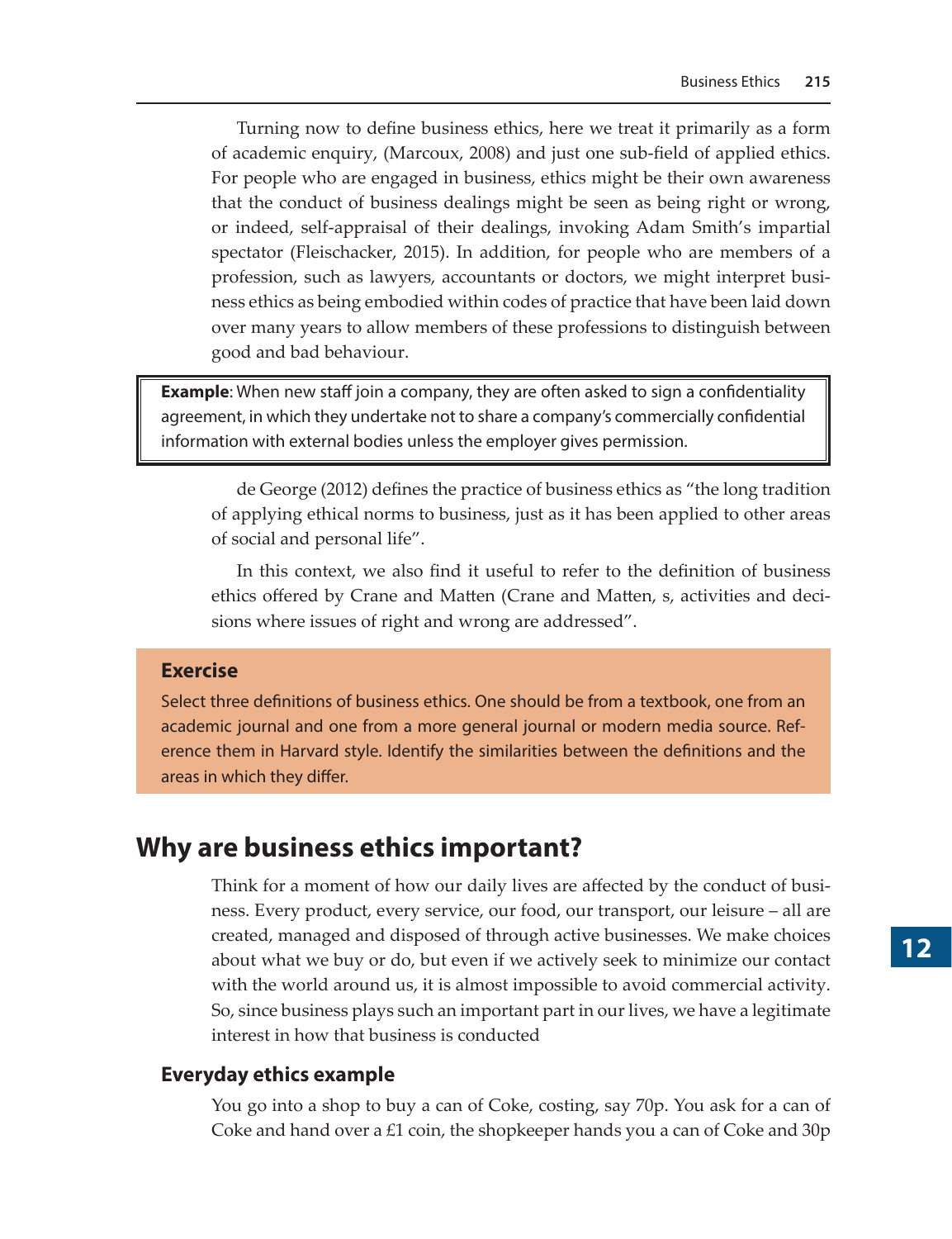Turning now to define business ethics, here we treat it primarily as a form of academic enquiry, (Marcoux, 2008) and just one sub-field of applied ethics. For people who are engaged in business, ethics might be their own awareness that the conduct of business dealings might be seen as being right or wrong, or indeed, self-appraisal of their dealings, invoking Adam Smith's impartial spectator (Fleischacker, 2015). In addition, for people who are members of a profession, such as lawyers, accountants or doctors, we might interpret business ethics as being embodied within codes of practice that have been laid down over many years to allow members of these professions to distinguish between good and bad behaviour.

> **Example**: When new staff join a company, they are often asked to sign a confidentiality agreement, in which they undertake not to share a company's commercially confidential information with external bodies unless the employer gives permission.

de George (2012) defines the practice of business ethics as "the long tradition of applying ethical norms to business, just as it has been applied to other areas of social and personal life".

In this context, we also find it useful to refer to the definition of business ethics offered by Crane and Matten (Crane and Matten, s, activities and decisions where issues of right and wrong are addressed".

> **Exercise**
>
> Select three definitions of business ethics. One should be from a textbook, one from an academic journal and one from a more general journal or modern media source. Reference them in Harvard style. Identify the similarities between the definitions and the areas in which they differ.

## Why are business ethics important?

Think for a moment of how our daily lives are affected by the conduct of business. Every product, every service, our food, our transport, our leisure – all are created, managed and disposed of through active businesses. We make choices about what we buy or do, but even if we actively seek to minimize our contact with the world around us, it is almost impossible to avoid commercial activity. So, since business plays such an important part in our lives, we have a legitimate interest in how that business is conducted

### Everyday ethics example

You go into a shop to buy a can of Coke, costing, say 70p. You ask for a can of Coke and hand over a £1 coin, the shopkeeper hands you a can of Coke and 30p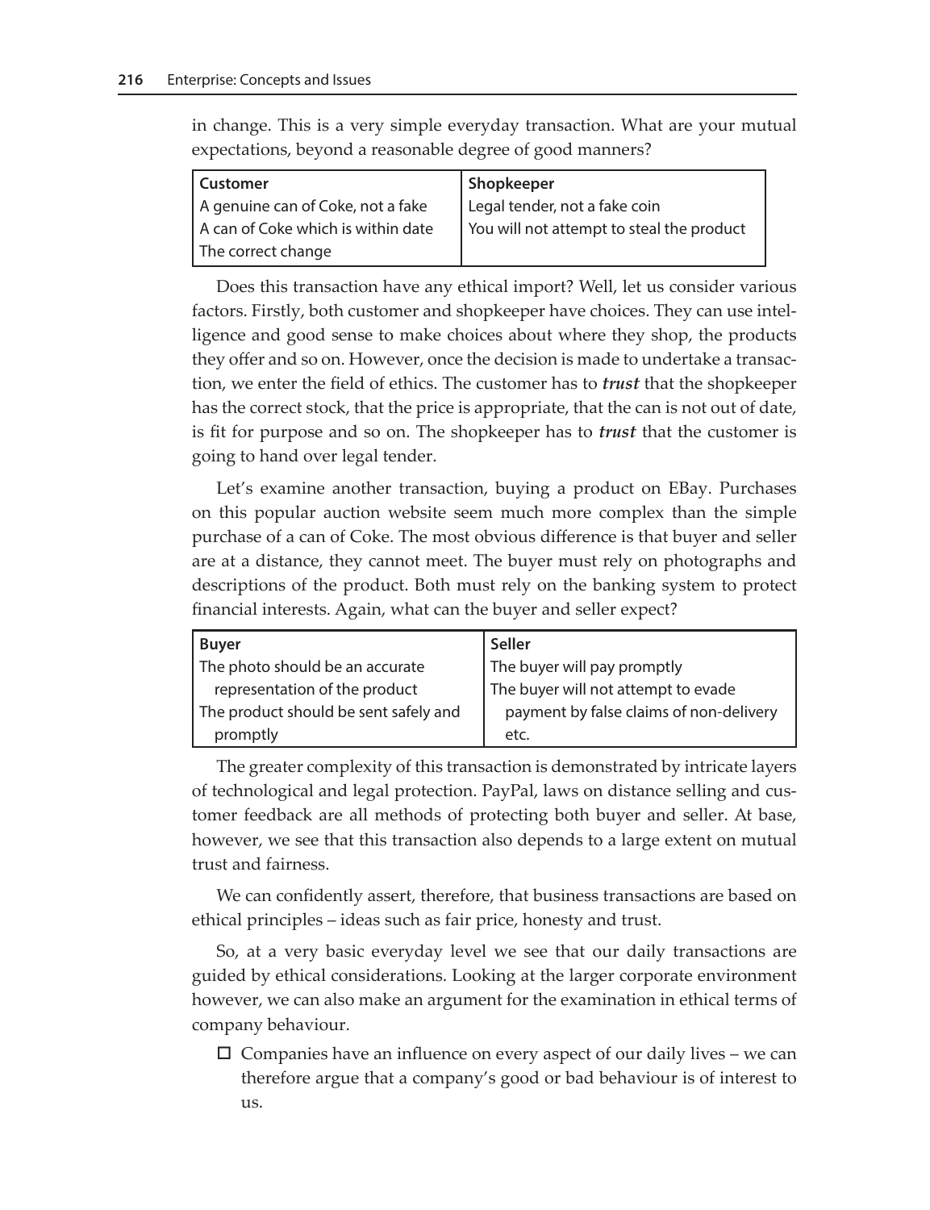in change. This is a very simple everyday transaction. What are your mutual expectations, beyond a reasonable degree of good manners?

| Customer | Shopkeeper |
|---|---|
| A genuine can of Coke, not a fake | Legal tender, not a fake coin |
| A can of Coke which is within date | You will not attempt to steal the product |
| The correct change | |

Does this transaction have any ethical import? Well, let us consider various factors. Firstly, both customer and shopkeeper have choices. They can use intelligence and good sense to make choices about where they shop, the products they offer and so on. However, once the decision is made to undertake a transaction, we enter the field of ethics. The customer has to ***trust*** that the shopkeeper has the correct stock, that the price is appropriate, that the can is not out of date, is fit for purpose and so on. The shopkeeper has to ***trust*** that the customer is going to hand over legal tender.

Let's examine another transaction, buying a product on EBay. Purchases on this popular auction website seem much more complex than the simple purchase of a can of Coke. The most obvious difference is that buyer and seller are at a distance, they cannot meet. The buyer must rely on photographs and descriptions of the product. Both must rely on the banking system to protect financial interests. Again, what can the buyer and seller expect?

| Buyer | Seller |
|---|---|
| The photo should be an accurate representation of the product | The buyer will pay promptly |
| The product should be sent safely and promptly | The buyer will not attempt to evade payment by false claims of non-delivery etc. |

The greater complexity of this transaction is demonstrated by intricate layers of technological and legal protection. PayPal, laws on distance selling and customer feedback are all methods of protecting both buyer and seller. At base, however, we see that this transaction also depends to a large extent on mutual trust and fairness.

We can confidently assert, therefore, that business transactions are based on ethical principles – ideas such as fair price, honesty and trust.

So, at a very basic everyday level we see that our daily transactions are guided by ethical considerations. Looking at the larger corporate environment however, we can also make an argument for the examination in ethical terms of company behaviour.

- Companies have an influence on every aspect of our daily lives – we can therefore argue that a company's good or bad behaviour is of interest to us.